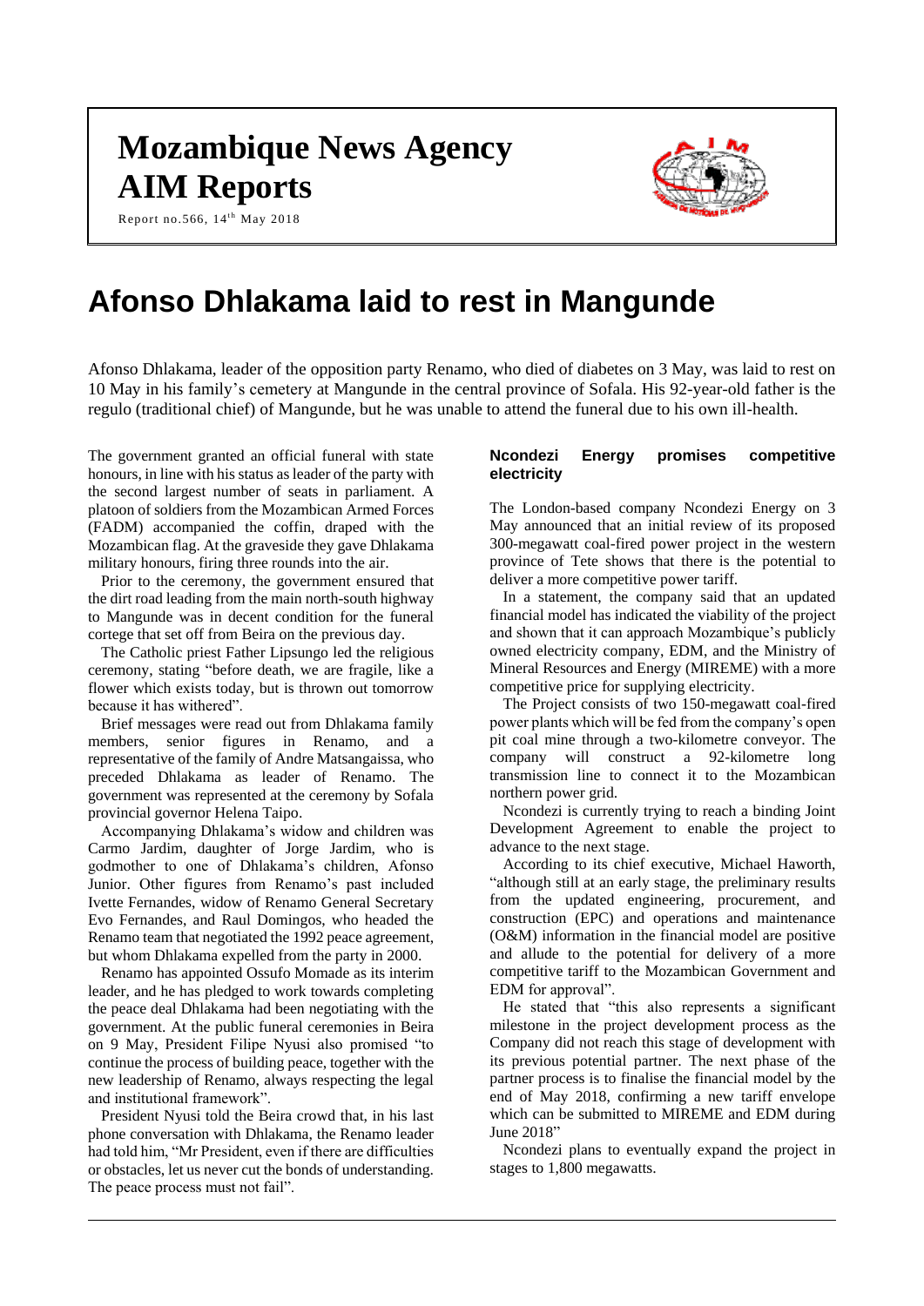# Mozambique News Agency
# AIM Reports

Report no.566, 14th May 2018

# Afonso Dhlakama laid to rest in Mangunde

Afonso Dhlakama, leader of the opposition party Renamo, who died of diabetes on 3 May, was laid to rest on 10 May in his family's cemetery at Mangunde in the central province of Sofala. His 92-year-old father is the regulo (traditional chief) of Mangunde, but he was unable to attend the funeral due to his own ill-health.

The government granted an official funeral with state honours, in line with his status as leader of the party with the second largest number of seats in parliament. A platoon of soldiers from the Mozambican Armed Forces (FADM) accompanied the coffin, draped with the Mozambican flag. At the graveside they gave Dhlakama military honours, firing three rounds into the air.

Prior to the ceremony, the government ensured that the dirt road leading from the main north-south highway to Mangunde was in decent condition for the funeral cortege that set off from Beira on the previous day.

The Catholic priest Father Lipsungo led the religious ceremony, stating "before death, we are fragile, like a flower which exists today, but is thrown out tomorrow because it has withered".

Brief messages were read out from Dhlakama family members, senior figures in Renamo, and a representative of the family of Andre Matsangaissa, who preceded Dhlakama as leader of Renamo. The government was represented at the ceremony by Sofala provincial governor Helena Taipo.

Accompanying Dhlakama's widow and children was Carmo Jardim, daughter of Jorge Jardim, who is godmother to one of Dhlakama's children, Afonso Junior. Other figures from Renamo's past included Ivette Fernandes, widow of Renamo General Secretary Evo Fernandes, and Raul Domingos, who headed the Renamo team that negotiated the 1992 peace agreement, but whom Dhlakama expelled from the party in 2000.

Renamo has appointed Ossufo Momade as its interim leader, and he has pledged to work towards completing the peace deal Dhlakama had been negotiating with the government. At the public funeral ceremonies in Beira on 9 May, President Filipe Nyusi also promised "to continue the process of building peace, together with the new leadership of Renamo, always respecting the legal and institutional framework".

President Nyusi told the Beira crowd that, in his last phone conversation with Dhlakama, the Renamo leader had told him, "Mr President, even if there are difficulties or obstacles, let us never cut the bonds of understanding. The peace process must not fail".

### Ncondezi Energy promises competitive electricity

The London-based company Ncondezi Energy on 3 May announced that an initial review of its proposed 300-megawatt coal-fired power project in the western province of Tete shows that there is the potential to deliver a more competitive power tariff.

In a statement, the company said that an updated financial model has indicated the viability of the project and shown that it can approach Mozambique's publicly owned electricity company, EDM, and the Ministry of Mineral Resources and Energy (MIREME) with a more competitive price for supplying electricity.

The Project consists of two 150-megawatt coal-fired power plants which will be fed from the company's open pit coal mine through a two-kilometre conveyor. The company will construct a 92-kilometre long transmission line to connect it to the Mozambican northern power grid.

Ncondezi is currently trying to reach a binding Joint Development Agreement to enable the project to advance to the next stage.

According to its chief executive, Michael Haworth, "although still at an early stage, the preliminary results from the updated engineering, procurement, and construction (EPC) and operations and maintenance (O&M) information in the financial model are positive and allude to the potential for delivery of a more competitive tariff to the Mozambican Government and EDM for approval".

He stated that "this also represents a significant milestone in the project development process as the Company did not reach this stage of development with its previous potential partner. The next phase of the partner process is to finalise the financial model by the end of May 2018, confirming a new tariff envelope which can be submitted to MIREME and EDM during June 2018"

Ncondezi plans to eventually expand the project in stages to 1,800 megawatts.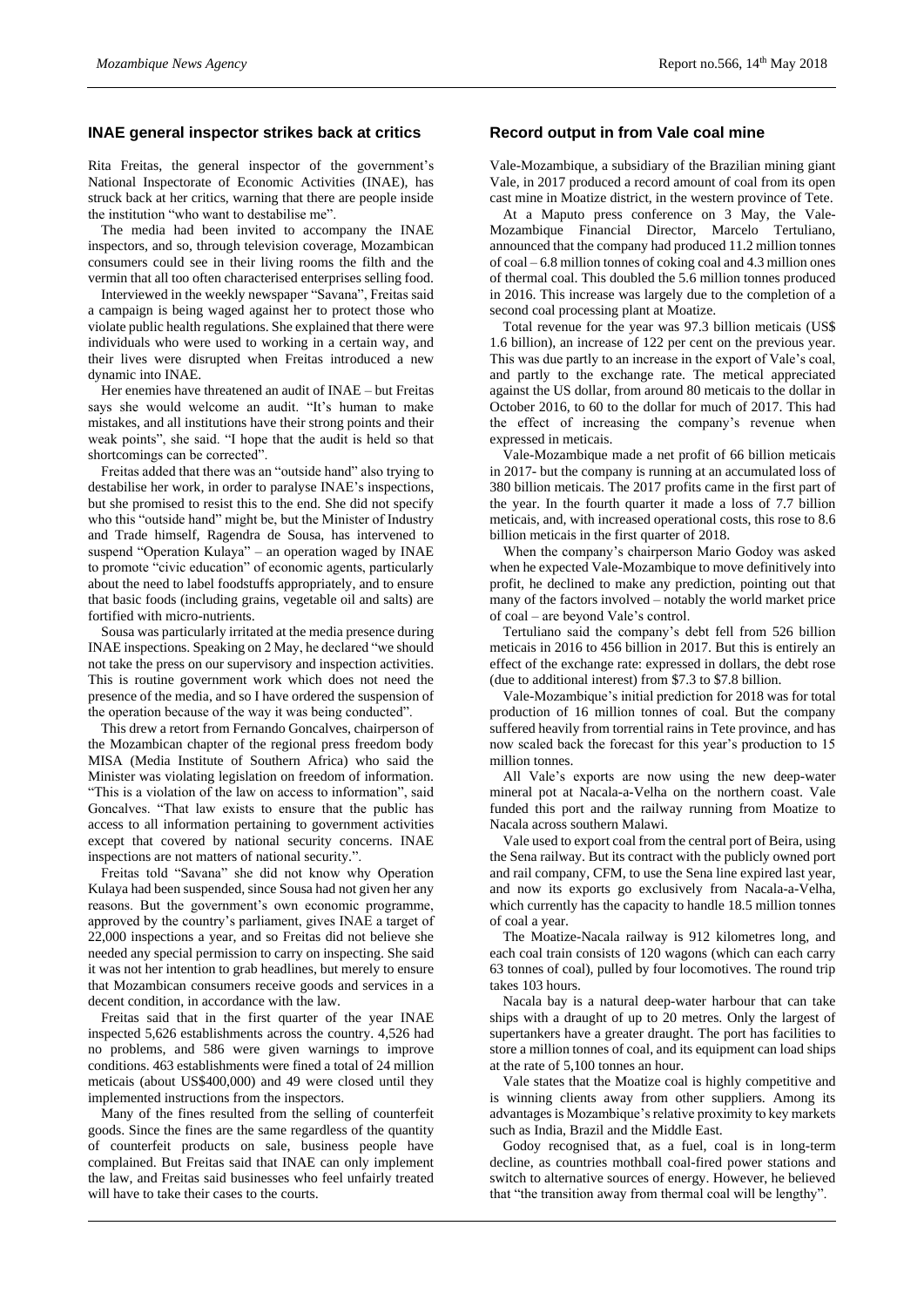## INAE general inspector strikes back at critics

Rita Freitas, the general inspector of the government's National Inspectorate of Economic Activities (INAE), has struck back at her critics, warning that there are people inside the institution "who want to destabilise me".

The media had been invited to accompany the INAE inspectors, and so, through television coverage, Mozambican consumers could see in their living rooms the filth and the vermin that all too often characterised enterprises selling food.

Interviewed in the weekly newspaper "Savana", Freitas said a campaign is being waged against her to protect those who violate public health regulations. She explained that there were individuals who were used to working in a certain way, and their lives were disrupted when Freitas introduced a new dynamic into INAE.

Her enemies have threatened an audit of INAE – but Freitas says she would welcome an audit. "It's human to make mistakes, and all institutions have their strong points and their weak points", she said. "I hope that the audit is held so that shortcomings can be corrected".

Freitas added that there was an "outside hand" also trying to destabilise her work, in order to paralyse INAE's inspections, but she promised to resist this to the end. She did not specify who this "outside hand" might be, but the Minister of Industry and Trade himself, Ragendra de Sousa, has intervened to suspend "Operation Kulaya" – an operation waged by INAE to promote "civic education" of economic agents, particularly about the need to label foodstuffs appropriately, and to ensure that basic foods (including grains, vegetable oil and salts) are fortified with micro-nutrients.

Sousa was particularly irritated at the media presence during INAE inspections. Speaking on 2 May, he declared "we should not take the press on our supervisory and inspection activities. This is routine government work which does not need the presence of the media, and so I have ordered the suspension of the operation because of the way it was being conducted".

This drew a retort from Fernando Goncalves, chairperson of the Mozambican chapter of the regional press freedom body MISA (Media Institute of Southern Africa) who said the Minister was violating legislation on freedom of information. "This is a violation of the law on access to information", said Goncalves. "That law exists to ensure that the public has access to all information pertaining to government activities except that covered by national security concerns. INAE inspections are not matters of national security.".

Freitas told "Savana" she did not know why Operation Kulaya had been suspended, since Sousa had not given her any reasons. But the government's own economic programme, approved by the country's parliament, gives INAE a target of 22,000 inspections a year, and so Freitas did not believe she needed any special permission to carry on inspecting. She said it was not her intention to grab headlines, but merely to ensure that Mozambican consumers receive goods and services in a decent condition, in accordance with the law.

Freitas said that in the first quarter of the year INAE inspected 5,626 establishments across the country. 4,526 had no problems, and 586 were given warnings to improve conditions. 463 establishments were fined a total of 24 million meticais (about US$400,000) and 49 were closed until they implemented instructions from the inspectors.

Many of the fines resulted from the selling of counterfeit goods. Since the fines are the same regardless of the quantity of counterfeit products on sale, business people have complained. But Freitas said that INAE can only implement the law, and Freitas said businesses who feel unfairly treated will have to take their cases to the courts.

## Record output in from Vale coal mine

Vale-Mozambique, a subsidiary of the Brazilian mining giant Vale, in 2017 produced a record amount of coal from its open cast mine in Moatize district, in the western province of Tete.

At a Maputo press conference on 3 May, the Vale-Mozambique Financial Director, Marcelo Tertuliano, announced that the company had produced 11.2 million tonnes of coal – 6.8 million tonnes of coking coal and 4.3 million ones of thermal coal. This doubled the 5.6 million tonnes produced in 2016. This increase was largely due to the completion of a second coal processing plant at Moatize.

Total revenue for the year was 97.3 billion meticais (US$ 1.6 billion), an increase of 122 per cent on the previous year. This was due partly to an increase in the export of Vale's coal, and partly to the exchange rate. The metical appreciated against the US dollar, from around 80 meticais to the dollar in October 2016, to 60 to the dollar for much of 2017. This had the effect of increasing the company's revenue when expressed in meticais.

Vale-Mozambique made a net profit of 66 billion meticais in 2017- but the company is running at an accumulated loss of 380 billion meticais. The 2017 profits came in the first part of the year. In the fourth quarter it made a loss of 7.7 billion meticais, and, with increased operational costs, this rose to 8.6 billion meticais in the first quarter of 2018.

When the company's chairperson Mario Godoy was asked when he expected Vale-Mozambique to move definitively into profit, he declined to make any prediction, pointing out that many of the factors involved – notably the world market price of coal – are beyond Vale's control.

Tertuliano said the company's debt fell from 526 billion meticais in 2016 to 456 billion in 2017. But this is entirely an effect of the exchange rate: expressed in dollars, the debt rose (due to additional interest) from $7.3 to $7.8 billion.

Vale-Mozambique's initial prediction for 2018 was for total production of 16 million tonnes of coal. But the company suffered heavily from torrential rains in Tete province, and has now scaled back the forecast for this year's production to 15 million tonnes.

All Vale's exports are now using the new deep-water mineral pot at Nacala-a-Velha on the northern coast. Vale funded this port and the railway running from Moatize to Nacala across southern Malawi.

Vale used to export coal from the central port of Beira, using the Sena railway. But its contract with the publicly owned port and rail company, CFM, to use the Sena line expired last year, and now its exports go exclusively from Nacala-a-Velha, which currently has the capacity to handle 18.5 million tonnes of coal a year.

The Moatize-Nacala railway is 912 kilometres long, and each coal train consists of 120 wagons (which can each carry 63 tonnes of coal), pulled by four locomotives. The round trip takes 103 hours.

Nacala bay is a natural deep-water harbour that can take ships with a draught of up to 20 metres. Only the largest of supertankers have a greater draught. The port has facilities to store a million tonnes of coal, and its equipment can load ships at the rate of 5,100 tonnes an hour.

Vale states that the Moatize coal is highly competitive and is winning clients away from other suppliers. Among its advantages is Mozambique's relative proximity to key markets such as India, Brazil and the Middle East.

Godoy recognised that, as a fuel, coal is in long-term decline, as countries mothball coal-fired power stations and switch to alternative sources of energy. However, he believed that "the transition away from thermal coal will be lengthy".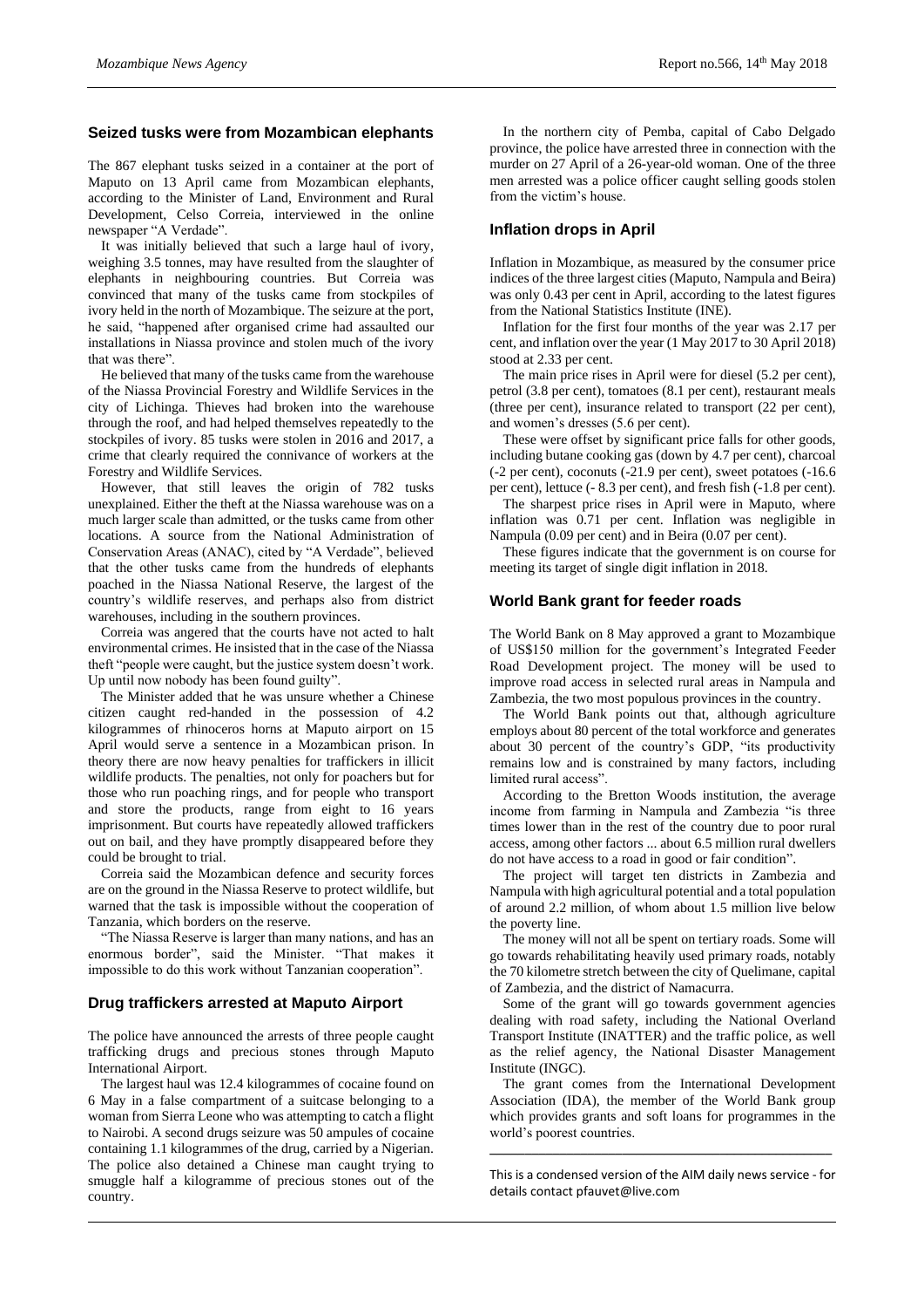## Seized tusks were from Mozambican elephants

The 867 elephant tusks seized in a container at the port of Maputo on 13 April came from Mozambican elephants, according to the Minister of Land, Environment and Rural Development, Celso Correia, interviewed in the online newspaper "A Verdade".

It was initially believed that such a large haul of ivory, weighing 3.5 tonnes, may have resulted from the slaughter of elephants in neighbouring countries. But Correia was convinced that many of the tusks came from stockpiles of ivory held in the north of Mozambique. The seizure at the port, he said, "happened after organised crime had assaulted our installations in Niassa province and stolen much of the ivory that was there".

He believed that many of the tusks came from the warehouse of the Niassa Provincial Forestry and Wildlife Services in the city of Lichinga. Thieves had broken into the warehouse through the roof, and had helped themselves repeatedly to the stockpiles of ivory. 85 tusks were stolen in 2016 and 2017, a crime that clearly required the connivance of workers at the Forestry and Wildlife Services.

However, that still leaves the origin of 782 tusks unexplained. Either the theft at the Niassa warehouse was on a much larger scale than admitted, or the tusks came from other locations. A source from the National Administration of Conservation Areas (ANAC), cited by "A Verdade", believed that the other tusks came from the hundreds of elephants poached in the Niassa National Reserve, the largest of the country's wildlife reserves, and perhaps also from district warehouses, including in the southern provinces.

Correia was angered that the courts have not acted to halt environmental crimes. He insisted that in the case of the Niassa theft "people were caught, but the justice system doesn't work. Up until now nobody has been found guilty".

The Minister added that he was unsure whether a Chinese citizen caught red-handed in the possession of 4.2 kilogrammes of rhinoceros horns at Maputo airport on 15 April would serve a sentence in a Mozambican prison. In theory there are now heavy penalties for traffickers in illicit wildlife products. The penalties, not only for poachers but for those who run poaching rings, and for people who transport and store the products, range from eight to 16 years imprisonment. But courts have repeatedly allowed traffickers out on bail, and they have promptly disappeared before they could be brought to trial.

Correia said the Mozambican defence and security forces are on the ground in the Niassa Reserve to protect wildlife, but warned that the task is impossible without the cooperation of Tanzania, which borders on the reserve.

"The Niassa Reserve is larger than many nations, and has an enormous border", said the Minister. "That makes it impossible to do this work without Tanzanian cooperation".

## Drug traffickers arrested at Maputo Airport

The police have announced the arrests of three people caught trafficking drugs and precious stones through Maputo International Airport.

The largest haul was 12.4 kilogrammes of cocaine found on 6 May in a false compartment of a suitcase belonging to a woman from Sierra Leone who was attempting to catch a flight to Nairobi. A second drugs seizure was 50 ampules of cocaine containing 1.1 kilogrammes of the drug, carried by a Nigerian. The police also detained a Chinese man caught trying to smuggle half a kilogramme of precious stones out of the country.

In the northern city of Pemba, capital of Cabo Delgado province, the police have arrested three in connection with the murder on 27 April of a 26-year-old woman. One of the three men arrested was a police officer caught selling goods stolen from the victim's house.

## Inflation drops in April

Inflation in Mozambique, as measured by the consumer price indices of the three largest cities (Maputo, Nampula and Beira) was only 0.43 per cent in April, according to the latest figures from the National Statistics Institute (INE).

Inflation for the first four months of the year was 2.17 per cent, and inflation over the year (1 May 2017 to 30 April 2018) stood at 2.33 per cent.

The main price rises in April were for diesel (5.2 per cent), petrol (3.8 per cent), tomatoes (8.1 per cent), restaurant meals (three per cent), insurance related to transport (22 per cent), and women's dresses (5.6 per cent).

These were offset by significant price falls for other goods, including butane cooking gas (down by 4.7 per cent), charcoal (-2 per cent), coconuts (-21.9 per cent), sweet potatoes (-16.6 per cent), lettuce (- 8.3 per cent), and fresh fish (-1.8 per cent).

The sharpest price rises in April were in Maputo, where inflation was 0.71 per cent. Inflation was negligible in Nampula (0.09 per cent) and in Beira (0.07 per cent).

These figures indicate that the government is on course for meeting its target of single digit inflation in 2018.

## World Bank grant for feeder roads

The World Bank on 8 May approved a grant to Mozambique of US$150 million for the government's Integrated Feeder Road Development project. The money will be used to improve road access in selected rural areas in Nampula and Zambezia, the two most populous provinces in the country.

The World Bank points out that, although agriculture employs about 80 percent of the total workforce and generates about 30 percent of the country's GDP, "its productivity remains low and is constrained by many factors, including limited rural access".

According to the Bretton Woods institution, the average income from farming in Nampula and Zambezia "is three times lower than in the rest of the country due to poor rural access, among other factors ... about 6.5 million rural dwellers do not have access to a road in good or fair condition".

The project will target ten districts in Zambezia and Nampula with high agricultural potential and a total population of around 2.2 million, of whom about 1.5 million live below the poverty line.

The money will not all be spent on tertiary roads. Some will go towards rehabilitating heavily used primary roads, notably the 70 kilometre stretch between the city of Quelimane, capital of Zambezia, and the district of Namacurra.

Some of the grant will go towards government agencies dealing with road safety, including the National Overland Transport Institute (INATTER) and the traffic police, as well as the relief agency, the National Disaster Management Institute (INGC).

The grant comes from the International Development Association (IDA), the member of the World Bank group which provides grants and soft loans for programmes in the world's poorest countries.

---

This is a condensed version of the AIM daily news service - for details contact pfauvet@live.com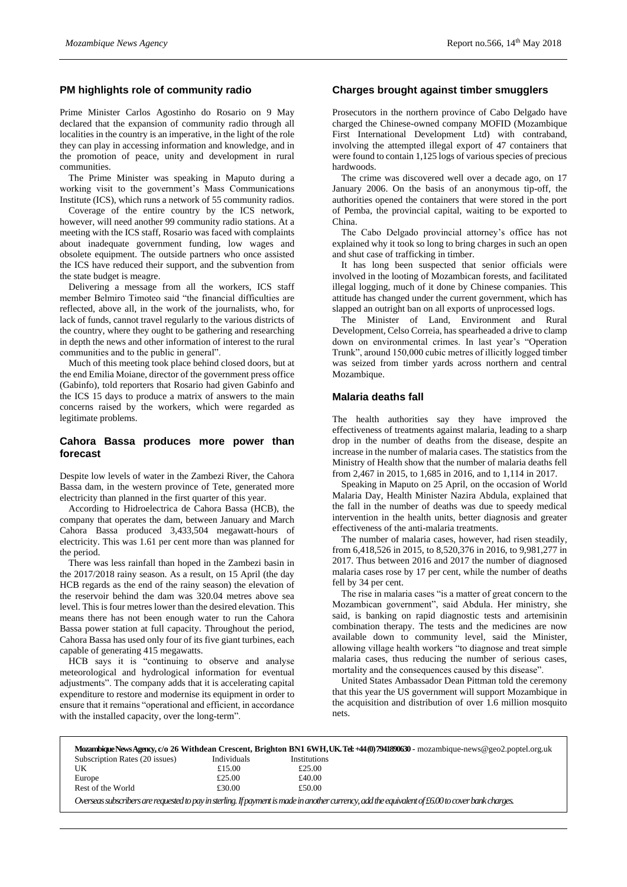## PM highlights role of community radio

Prime Minister Carlos Agostinho do Rosario on 9 May declared that the expansion of community radio through all localities in the country is an imperative, in the light of the role they can play in accessing information and knowledge, and in the promotion of peace, unity and development in rural communities.

The Prime Minister was speaking in Maputo during a working visit to the government's Mass Communications Institute (ICS), which runs a network of 55 community radios.

Coverage of the entire country by the ICS network, however, will need another 99 community radio stations. At a meeting with the ICS staff, Rosario was faced with complaints about inadequate government funding, low wages and obsolete equipment. The outside partners who once assisted the ICS have reduced their support, and the subvention from the state budget is meagre.

Delivering a message from all the workers, ICS staff member Belmiro Timoteo said "the financial difficulties are reflected, above all, in the work of the journalists, who, for lack of funds, cannot travel regularly to the various districts of the country, where they ought to be gathering and researching in depth the news and other information of interest to the rural communities and to the public in general".

Much of this meeting took place behind closed doors, but at the end Emilia Moiane, director of the government press office (Gabinfo), told reporters that Rosario had given Gabinfo and the ICS 15 days to produce a matrix of answers to the main concerns raised by the workers, which were regarded as legitimate problems.

## Cahora Bassa produces more power than forecast

Despite low levels of water in the Zambezi River, the Cahora Bassa dam, in the western province of Tete, generated more electricity than planned in the first quarter of this year.

According to Hidroelectrica de Cahora Bassa (HCB), the company that operates the dam, between January and March Cahora Bassa produced 3,433,504 megawatt-hours of electricity. This was 1.61 per cent more than was planned for the period.

There was less rainfall than hoped in the Zambezi basin in the 2017/2018 rainy season. As a result, on 15 April (the day HCB regards as the end of the rainy season) the elevation of the reservoir behind the dam was 320.04 metres above sea level. This is four metres lower than the desired elevation. This means there has not been enough water to run the Cahora Bassa power station at full capacity. Throughout the period, Cahora Bassa has used only four of its five giant turbines, each capable of generating 415 megawatts.

HCB says it is "continuing to observe and analyse meteorological and hydrological information for eventual adjustments". The company adds that it is accelerating capital expenditure to restore and modernise its equipment in order to ensure that it remains "operational and efficient, in accordance with the installed capacity, over the long-term".

## Charges brought against timber smugglers

Prosecutors in the northern province of Cabo Delgado have charged the Chinese-owned company MOFID (Mozambique First International Development Ltd) with contraband, involving the attempted illegal export of 47 containers that were found to contain 1,125 logs of various species of precious hardwoods.

The crime was discovered well over a decade ago, on 17 January 2006. On the basis of an anonymous tip-off, the authorities opened the containers that were stored in the port of Pemba, the provincial capital, waiting to be exported to China.

The Cabo Delgado provincial attorney's office has not explained why it took so long to bring charges in such an open and shut case of trafficking in timber.

It has long been suspected that senior officials were involved in the looting of Mozambican forests, and facilitated illegal logging, much of it done by Chinese companies. This attitude has changed under the current government, which has slapped an outright ban on all exports of unprocessed logs.

The Minister of Land, Environment and Rural Development, Celso Correia, has spearheaded a drive to clamp down on environmental crimes. In last year's "Operation Trunk", around 150,000 cubic metres of illicitly logged timber was seized from timber yards across northern and central Mozambique.

## Malaria deaths fall

The health authorities say they have improved the effectiveness of treatments against malaria, leading to a sharp drop in the number of deaths from the disease, despite an increase in the number of malaria cases. The statistics from the Ministry of Health show that the number of malaria deaths fell from 2,467 in 2015, to 1,685 in 2016, and to 1,114 in 2017.

Speaking in Maputo on 25 April, on the occasion of World Malaria Day, Health Minister Nazira Abdula, explained that the fall in the number of deaths was due to speedy medical intervention in the health units, better diagnosis and greater effectiveness of the anti-malaria treatments.

The number of malaria cases, however, had risen steadily, from 6,418,526 in 2015, to 8,520,376 in 2016, to 9,981,277 in 2017. Thus between 2016 and 2017 the number of diagnosed malaria cases rose by 17 per cent, while the number of deaths fell by 34 per cent.

The rise in malaria cases "is a matter of great concern to the Mozambican government", said Abdula. Her ministry, she said, is banking on rapid diagnostic tests and artemisinin combination therapy. The tests and the medicines are now available down to community level, said the Minister, allowing village health workers "to diagnose and treat simple malaria cases, thus reducing the number of serious cases, mortality and the consequences caused by this disease".

United States Ambassador Dean Pittman told the ceremony that this year the US government will support Mozambique in the acquisition and distribution of over 1.6 million mosquito nets.

---

**Mozambique News Agency, c/o 26 Withdean Crescent, Brighton BN1 6WH, UK. Tel: +44 (0) 7941890630 -** mozambique-news@geo2.poptel.org.uk

| Subscription Rates (20 issues) | Individuals | Institutions |
|---|---|---|
| UK | £15.00 | £25.00 |
| Europe | £25.00 | £40.00 |
| Rest of the World | £30.00 | £50.00 |

*Overseas subscribers are requested to pay in sterling. If payment is made in another currency, add the equivalent of £6.00 to cover bank charges.*